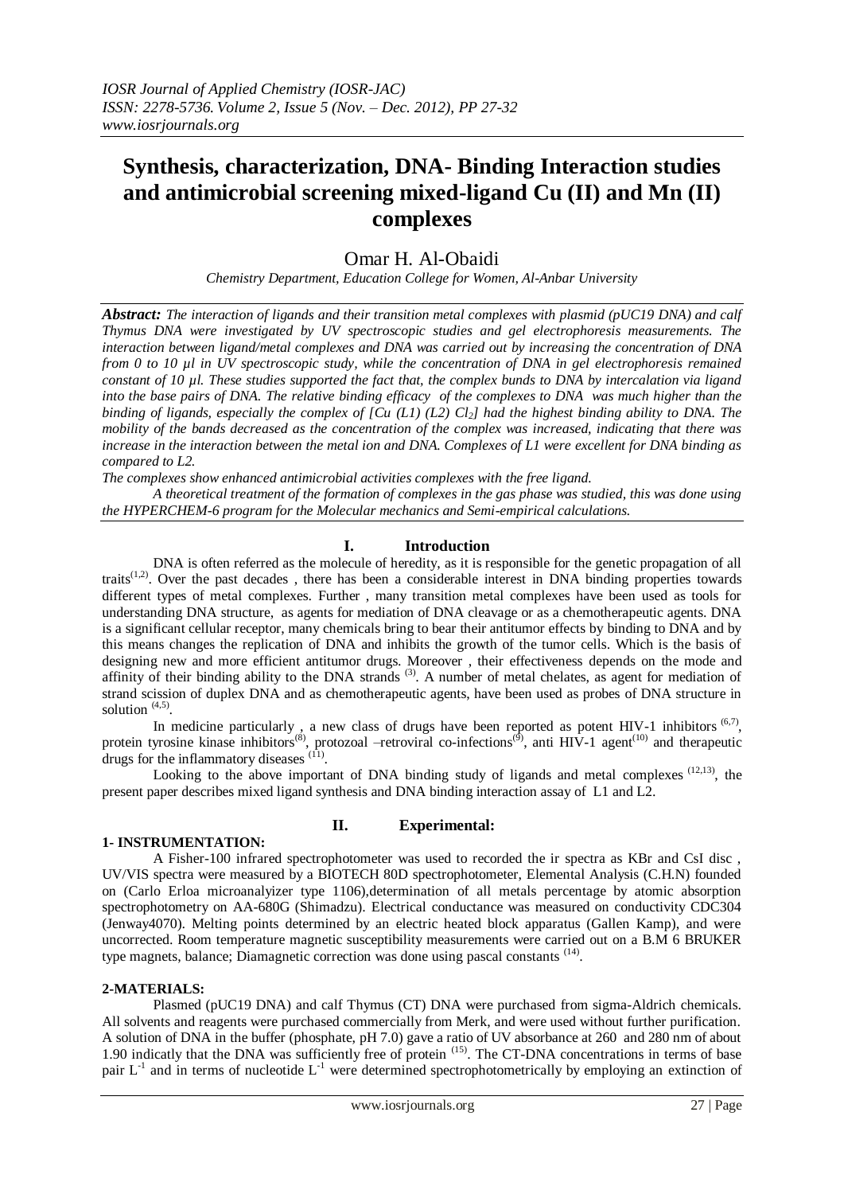# Synthesis, characterization, DNA- Binding Interaction studies and antimicrobial screening mixed-ligand Cu (II) and Mn (II) complexes

Omar H. Al-Obaidi

*Chemistry Department, Education College for Women, Al-Anbar University*

***Abstract:*** *The interaction of ligands and their transition metal complexes with plasmid (pUC19 DNA) and calf Thymus DNA were investigated by UV spectroscopic studies and gel electrophoresis measurements. The interaction between ligand/metal complexes and DNA was carried out by increasing the concentration of DNA from 0 to 10 µl in UV spectroscopic study, while the concentration of DNA in gel electrophoresis remained constant of 10 µl. These studies supported the fact that, the complex bunds to DNA by intercalation via ligand into the base pairs of DNA. The relative binding efficacy of the complexes to DNA was much higher than the binding of ligands, especially the complex of [Cu (L1) (L2) $Cl_2$] had the highest binding ability to DNA. The mobility of the bands decreased as the concentration of the complex was increased, indicating that there was increase in the interaction between the metal ion and DNA. Complexes of L1 were excellent for DNA binding as compared to L2.*

*The complexes show enhanced antimicrobial activities complexes with the free ligand.*

*A theoretical treatment of the formation of complexes in the gas phase was studied, this was done using the HYPERCHEM-6 program for the Molecular mechanics and Semi-empirical calculations.*

## I. Introduction

DNA is often referred as the molecule of heredity, as it is responsible for the genetic propagation of all traits[1,2]. Over the past decades , there has been a considerable interest in DNA binding properties towards different types of metal complexes. Further , many transition metal complexes have been used as tools for understanding DNA structure, as agents for mediation of DNA cleavage or as a chemotherapeutic agents. DNA is a significant cellular receptor, many chemicals bring to bear their antitumor effects by binding to DNA and by this means changes the replication of DNA and inhibits the growth of the tumor cells. Which is the basis of designing new and more efficient antitumor drugs. Moreover , their effectiveness depends on the mode and affinity of their binding ability to the DNA strands [3]. A number of metal chelates, as agent for mediation of strand scission of duplex DNA and as chemotherapeutic agents, have been used as probes of DNA structure in solution [4,5].

In medicine particularly , a new class of drugs have been reported as potent HIV-1 inhibitors [6,7], protein tyrosine kinase inhibitors[8], protozoal –retroviral co-infections[9], anti HIV-1 agent[10] and therapeutic drugs for the inflammatory diseases [11].

Looking to the above important of DNA binding study of ligands and metal complexes [12,13], the present paper describes mixed ligand synthesis and DNA binding interaction assay of L1 and L2.

## II. Experimental:

### 1- INSTRUMENTATION:

A Fisher-100 infrared spectrophotometer was used to recorded the ir spectra as KBr and CsI disc , UV/VIS spectra were measured by a BIOTECH 80D spectrophotometer, Elemental Analysis (C.H.N) founded on (Carlo Erloa microanalyizer type 1106),determination of all metals percentage by atomic absorption spectrophotometry on AA-680G (Shimadzu). Electrical conductance was measured on conductivity CDC304 (Jenway4070). Melting points determined by an electric heated block apparatus (Gallen Kamp), and were uncorrected. Room temperature magnetic susceptibility measurements were carried out on a B.M 6 BRUKER type magnets, balance; Diamagnetic correction was done using pascal constants [14].

### 2-MATERIALS:

Plasmed (pUC19 DNA) and calf Thymus (CT) DNA were purchased from sigma-Aldrich chemicals. All solvents and reagents were purchased commercially from Merk, and were used without further purification. A solution of DNA in the buffer (phosphate, pH 7.0) gave a ratio of UV absorbance at 260 and 280 nm of about 1.90 indicatly that the DNA was sufficiently free of protein [15]. The CT-DNA concentrations in terms of base pair $L^{-1}$ and in terms of nucleotide $L^{-1}$ were determined spectrophotometrically by employing an extinction of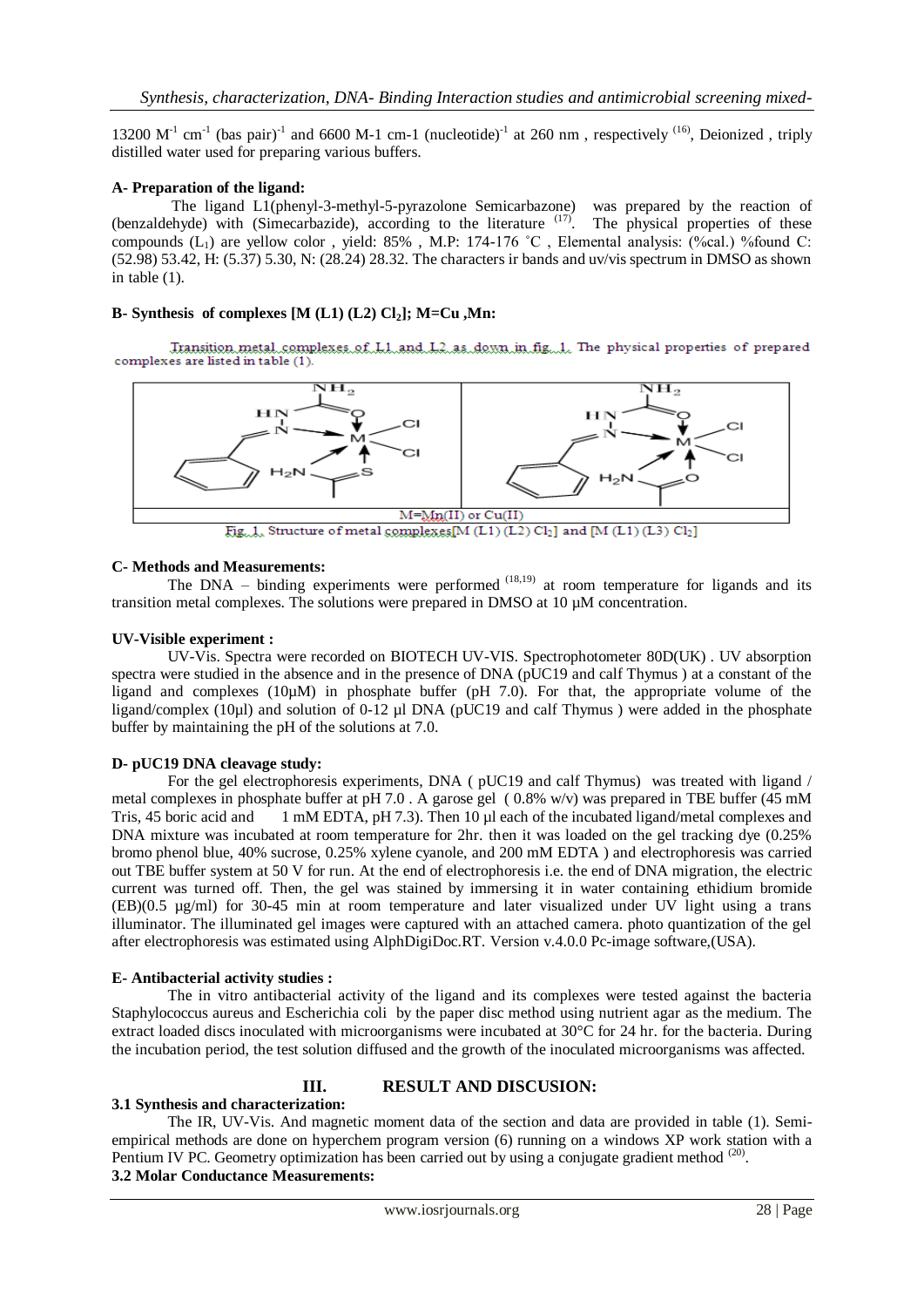13200 $M^{-1}$ $cm^{-1}$ (bas pair)$^{-1}$ and 6600 M-1 cm-1 (nucleotide)$^{-1}$ at 260 nm , respectively [16], Deionized , triply distilled water used for preparing various buffers.

**A- Preparation of the ligand:**

The ligand L1(phenyl-3-methyl-5-pyrazolone Semicarbazone) was prepared by the reaction of (benzaldehyde) with (Simecarbazide), according to the literature [17]. The physical properties of these compounds ($L_1$) are yellow color , yield: 85% , M.P: 174-176 ˚C , Elemental analysis: (%cal.) %found C: (52.98) 53.42, H: (5.37) 5.30, N: (28.24) 28.32. The characters ir bands and uv/vis spectrum in DMSO as shown in table (1).

**B- Synthesis of complexes [M (L1) (L2) $Cl_2$]; M=Cu ,Mn:**

Transition metal complexes of L1 and L2 as down in fig. 1. The physical properties of prepared complexes are listed in table (1).

M=Mn(II) or Cu(II)

Fig. 1. Structure of metal complexes[M (L1) (L2) $Cl_2$] and [M (L1) (L3) $Cl_2$]

**C- Methods and Measurements:**

The DNA – binding experiments were performed [18,19] at room temperature for ligands and its transition metal complexes. The solutions were prepared in DMSO at 10 μM concentration.

**UV-Visible experiment :**

UV-Vis. Spectra were recorded on BIOTECH UV-VIS. Spectrophotometer 80D(UK) . UV absorption spectra were studied in the absence and in the presence of DNA (pUC19 and calf Thymus ) at a constant of the ligand and complexes (10μM) in phosphate buffer (pH 7.0). For that, the appropriate volume of the ligand/complex (10µl) and solution of 0-12 µl DNA (pUC19 and calf Thymus ) were added in the phosphate buffer by maintaining the pH of the solutions at 7.0.

**D- pUC19 DNA cleavage study:**

For the gel electrophoresis experiments, DNA ( pUC19 and calf Thymus) was treated with ligand / metal complexes in phosphate buffer at pH 7.0 . A garose gel ( 0.8% w/v) was prepared in TBE buffer (45 mM Tris, 45 boric acid and 1 mM EDTA, pH 7.3). Then 10 µl each of the incubated ligand/metal complexes and DNA mixture was incubated at room temperature for 2hr. then it was loaded on the gel tracking dye (0.25% bromo phenol blue, 40% sucrose, 0.25% xylene cyanole, and 200 mM EDTA ) and electrophoresis was carried out TBE buffer system at 50 V for run. At the end of electrophoresis i.e. the end of DNA migration, the electric current was turned off. Then, the gel was stained by immersing it in water containing ethidium bromide (EB)(0.5 µg/ml) for 30-45 min at room temperature and later visualized under UV light using a trans illuminator. The illuminated gel images were captured with an attached camera. photo quantization of the gel after electrophoresis was estimated using AlphDigiDoc.RT. Version v.4.0.0 Pc-image software,(USA).

**E- Antibacterial activity studies :**

The in vitro antibacterial activity of the ligand and its complexes were tested against the bacteria Staphylococcus aureus and Escherichia coli by the paper disc method using nutrient agar as the medium. The extract loaded discs inoculated with microorganisms were incubated at 30°C for 24 hr. for the bacteria. During the incubation period, the test solution diffused and the growth of the inoculated microorganisms was affected.

## III. RESULT AND DISCUSION:

**3.1 Synthesis and characterization:**

The IR, UV-Vis. And magnetic moment data of the section and data are provided in table (1). Semi-empirical methods are done on hyperchem program version (6) running on a windows XP work station with a Pentium IV PC. Geometry optimization has been carried out by using a conjugate gradient method [20].

**3.2 Molar Conductance Measurements:**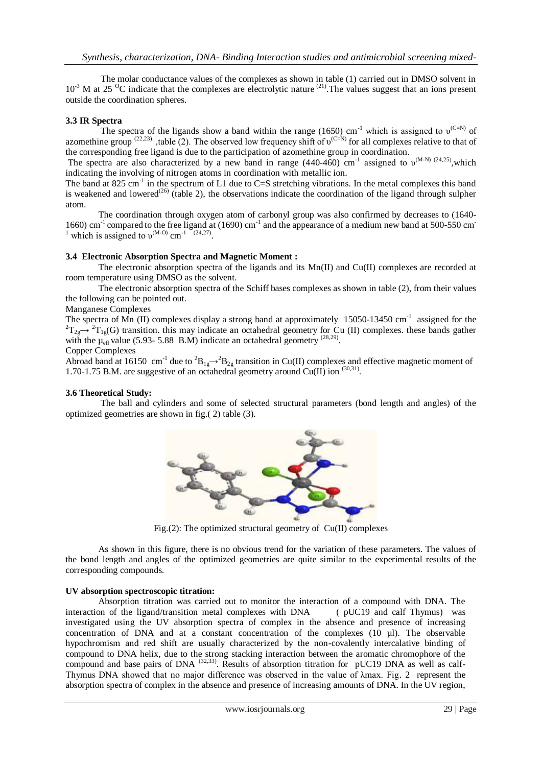The molar conductance values of the complexes as shown in table (1) carried out in DMSO solvent in $10^{-3}$ M at 25 $^{O}$C indicate that the complexes are electrolytic nature [21].The values suggest that an ions present outside the coordination spheres.

### 3.3 IR Spectra

The spectra of the ligands show a band within the range (1650) cm$^{-1}$ which is assigned to $\upsilon^{(C=N)}$ of azomethine group [22,23] ,table (2). The observed low frequency shift of $\upsilon^{(C=N)}$ for all complexes relative to that of the corresponding free ligand is due to the participation of azomethine group in coordination.

The spectra are also characterized by a new band in range (440-460) cm$^{-1}$ assigned to $\upsilon^{(M-N)}$ [24,25],which indicating the involving of nitrogen atoms in coordination with metallic ion.

The band at 825 cm$^{-1}$ in the spectrum of L1 due to C=S stretching vibrations. In the metal complexes this band is weakened and lowered[26] (table 2), the observations indicate the coordination of the ligand through sulpher atom.

The coordination through oxygen atom of carbonyl group was also confirmed by decreases to (1640-1660) cm$^{-1}$ compared to the free ligand at (1690) cm$^{-1}$ and the appearance of a medium new band at 500-550 cm$^{-1}$ which is assigned to $\upsilon^{(M-O)}$ cm$^{-1}$ [24,27].

### 3.4 Electronic Absorption Spectra and Magnetic Moment :

The electronic absorption spectra of the ligands and its Mn(II) and Cu(II) complexes are recorded at room temperature using DMSO as the solvent.

The electronic absorption spectra of the Schiff bases complexes as shown in table (2), from their values the following can be pointed out.

Manganese Complexes

The spectra of Mn (II) complexes display a strong band at approximately 15050-13450 cm$^{-1}$ assigned for the $^{2}T_{2g} \rightarrow {}^{2}T_{1g}(G)$ transition. this may indicate an octahedral geometry for Cu (II) complexes. these bands gather with the $\mu_{eff}$ value (5.93- 5.88 B.M) indicate an octahedral geometry [28,29].

Copper Complexes

Abroad band at 16150 cm$^{-1}$ due to $^{2}B_{1g} \rightarrow {}^{2}B_{2g}$ transition in Cu(II) complexes and effective magnetic moment of 1.70-1.75 B.M. are suggestive of an octahedral geometry around Cu(II) ion [30,31].

### 3.6 Theoretical Study:

The ball and cylinders and some of selected structural parameters (bond length and angles) of the optimized geometries are shown in fig.( 2) table (3).

Fig.(2): The optimized structural geometry of Cu(II) complexes

As shown in this figure, there is no obvious trend for the variation of these parameters. The values of the bond length and angles of the optimized geometries are quite similar to the experimental results of the corresponding compounds.

### UV absorption spectroscopic titration:

Absorption titration was carried out to monitor the interaction of a compound with DNA. The interaction of the ligand/transition metal complexes with DNA ( pUC19 and calf Thymus) was investigated using the UV absorption spectra of complex in the absence and presence of increasing concentration of DNA and at a constant concentration of the complexes (10 µl). The observable hypochromism and red shift are usually characterized by the non-covalently intercalative binding of compound to DNA helix, due to the strong stacking interaction between the aromatic chromophore of the compound and base pairs of DNA [32,33]. Results of absorption titration for pUC19 DNA as well as calf-Thymus DNA showed that no major difference was observed in the value of λmax. Fig. 2 represent the absorption spectra of complex in the absence and presence of increasing amounts of DNA. In the UV region,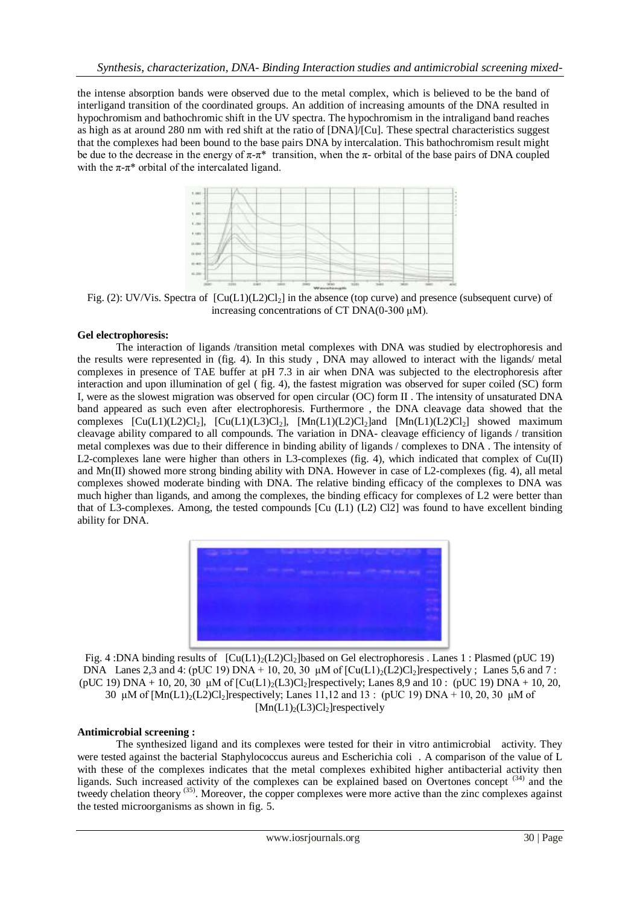the intense absorption bands were observed due to the metal complex, which is believed to be the band of interligand transition of the coordinated groups. An addition of increasing amounts of the DNA resulted in hypochromism and bathochromic shift in the UV spectra. The hypochromism in the intraligand band reaches as high as at around 280 nm with red shift at the ratio of [DNA]/[Cu]. These spectral characteristics suggest that the complexes had been bound to the base pairs DNA by intercalation. This bathochromism result might be due to the decrease in the energy of $\pi$-$\pi^*$ transition, when the $\pi$- orbital of the base pairs of DNA coupled with the $\pi$-$\pi^*$ orbital of the intercalated ligand.

Fig. (2): UV/Vis. Spectra of $[Cu(L1)(L2)Cl_2]$ in the absence (top curve) and presence (subsequent curve) of increasing concentrations of CT DNA(0-300 μM).

**Gel electrophoresis:**

The interaction of ligands /transition metal complexes with DNA was studied by electrophoresis and the results were represented in (fig. 4). In this study , DNA may allowed to interact with the ligands/ metal complexes in presence of TAE buffer at pH 7.3 in air when DNA was subjected to the electrophoresis after interaction and upon illumination of gel ( fig. 4), the fastest migration was observed for super coiled (SC) form I, were as the slowest migration was observed for open circular (OC) form II . The intensity of unsaturated DNA band appeared as such even after electrophoresis. Furthermore , the DNA cleavage data showed that the complexes $[Cu(L1)(L2)Cl_2]$, $[Cu(L1)(L3)Cl_2]$, $[Mn(L1)(L2)Cl_2]$and $[Mn(L1)(L2)Cl_2]$ showed maximum cleavage ability compared to all compounds. The variation in DNA- cleavage efficiency of ligands / transition metal complexes was due to their difference in binding ability of ligands / complexes to DNA . The intensity of L2-complexes lane were higher than others in L3-complexes (fig. 4), which indicated that complex of Cu(II) and Mn(II) showed more strong binding ability with DNA. However in case of L2-complexes (fig. 4), all metal complexes showed moderate binding with DNA. The relative binding efficacy of the complexes to DNA was much higher than ligands, and among the complexes, the binding efficacy for complexes of L2 were better than that of L3-complexes. Among, the tested compounds [Cu (L1) (L2) Cl2] was found to have excellent binding ability for DNA.

Fig. 4 :DNA binding results of $[Cu(L1)_2(L2)Cl_2]$based on Gel electrophoresis . Lanes 1 : Plasmed (pUC 19) DNA Lanes 2,3 and 4: (pUC 19) DNA + 10, 20, 30 μM of $[Cu(L1)_2(L2)Cl_2]$respectively ; Lanes 5,6 and 7 : (pUC 19) DNA + 10, 20, 30 μM of $[Cu(L1)_2(L3)Cl_2]$respectively; Lanes 8,9 and 10 : (pUC 19) DNA + 10, 20, 30 μM of $[Mn(L1)_2(L2)Cl_2]$respectively; Lanes 11,12 and 13 : (pUC 19) DNA + 10, 20, 30 μM of $[Mn(L1)_2(L3)Cl_2]$respectively

**Antimicrobial screening :**

The synthesized ligand and its complexes were tested for their in vitro antimicrobial activity. They were tested against the bacterial Staphylococcus aureus and Escherichia coli . A comparison of the value of L with these of the complexes indicates that the metal complexes exhibited higher antibacterial activity then ligands. Such increased activity of the complexes can be explained based on Overtones concept [34] and the tweedy chelation theory [35]. Moreover, the copper complexes were more active than the zinc complexes against the tested microorganisms as shown in fig. 5.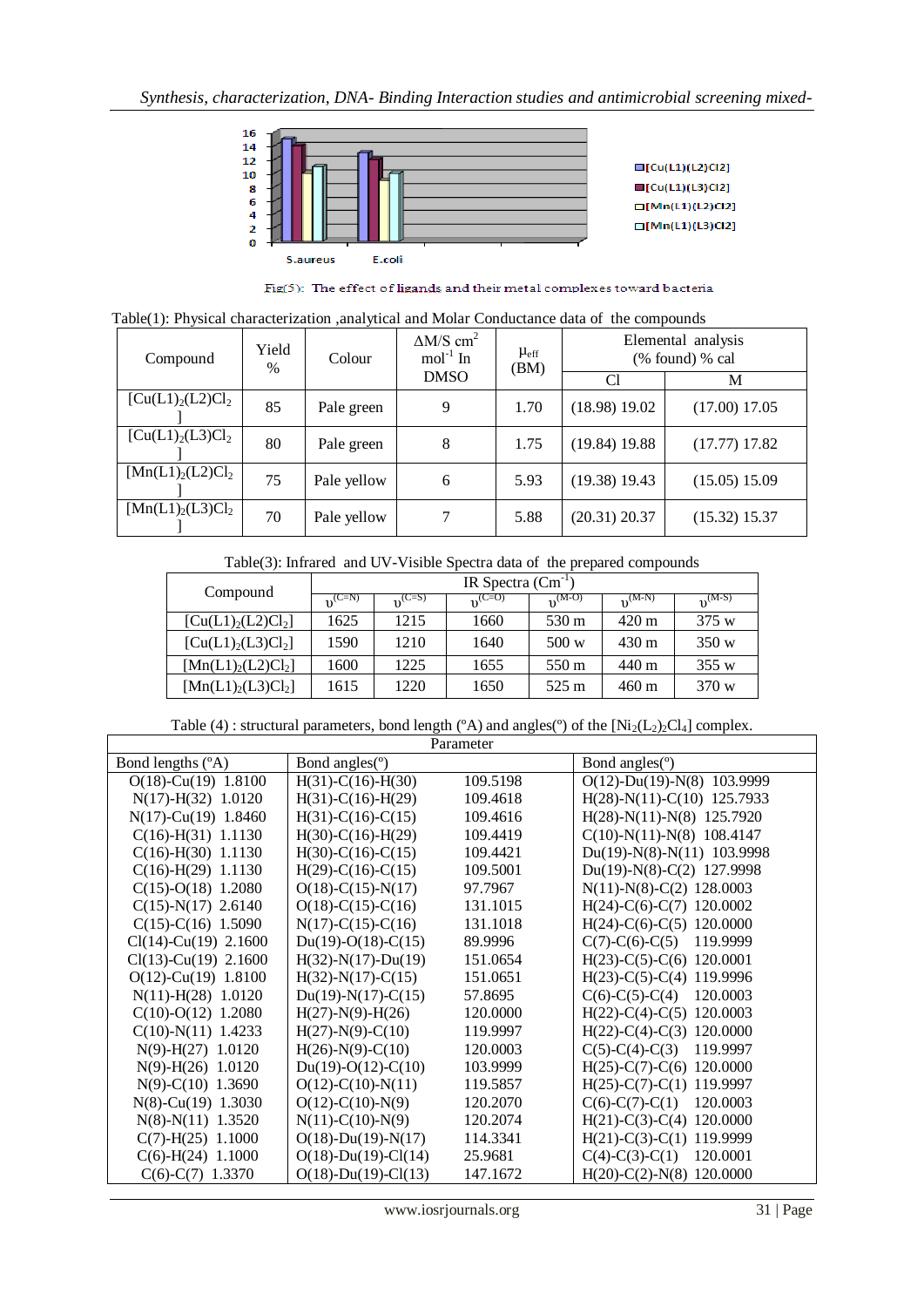Fig(5): The effect of ligands and their metal complexes toward bacteria

Table(1): Physical characterization ,analytical and Molar Conductance data of the compounds

| Compound | Yield % | Colour | ΔM/S $cm^2$ $mol^{-1}$ In DMSO | $\mu_{eff}$ (BM) | Elemental analysis (% found) % cal | |
|---|---|---|---|---|---|---|
| | | | | | Cl | M |
| $[Cu(L1)_2(L2)Cl_2]$ | 85 | Pale green | 9 | 1.70 | (18.98) 19.02 | (17.00) 17.05 |
| $[Cu(L1)_2(L3)Cl_2]$ | 80 | Pale green | 8 | 1.75 | (19.84) 19.88 | (17.77) 17.82 |
| $[Mn(L1)_2(L2)Cl_2]$ | 75 | Pale yellow | 6 | 5.93 | (19.38) 19.43 | (15.05) 15.09 |
| $[Mn(L1)_2(L3)Cl_2]$ | 70 | Pale yellow | 7 | 5.88 | (20.31) 20.37 | (15.32) 15.37 |

Table(3): Infrared and UV-Visible Spectra data of the prepared compounds

| Compound | IR Spectra ($Cm^{-1}$) | | | | | |
|---|---|---|---|---|---|---|
| | $\upsilon^{(C=N)}$ | $\upsilon^{(C=S)}$ | $\upsilon^{(C=O)}$ | $\upsilon^{(M-O)}$ | $\upsilon^{(M-N)}$ | $\upsilon^{(M-S)}$ |
| $[Cu(L1)_2(L2)Cl_2]$ | 1625 | 1215 | 1660 | 530 m | 420 m | 375 w |
| $[Cu(L1)_2(L3)Cl_2]$ | 1590 | 1210 | 1640 | 500 w | 430 m | 350 w |
| $[Mn(L1)_2(L2)Cl_2]$ | 1600 | 1225 | 1655 | 550 m | 440 m | 355 w |
| $[Mn(L1)_2(L3)Cl_2]$ | 1615 | 1220 | 1650 | 525 m | 460 m | 370 w |

Table (4) : structural parameters, bond length (°A) and angles(°) of the $[Ni_2(L_2)_2Cl_4]$ complex.

| Bond lengths (°A) | Bond angles(°) | | Bond angles(°) |
|---|---|---|---|
| O(18)-Cu(19) 1.8100 | H(31)-C(16)-H(30) | 109.5198 | O(12)-Du(19)-N(8) 103.9999 |
| N(17)-H(32) 1.0120 | H(31)-C(16)-H(29) | 109.4618 | H(28)-N(11)-C(10) 125.7933 |
| N(17)-Cu(19) 1.8460 | H(31)-C(16)-C(15) | 109.4616 | H(28)-N(11)-N(8) 125.7920 |
| C(16)-H(31) 1.1130 | H(30)-C(16)-H(29) | 109.4419 | C(10)-N(11)-N(8) 108.4147 |
| C(16)-H(30) 1.1130 | H(30)-C(16)-C(15) | 109.4421 | Du(19)-N(8)-N(11) 103.9998 |
| C(16)-H(29) 1.1130 | H(29)-C(16)-C(15) | 109.5001 | Du(19)-N(8)-C(2) 127.9998 |
| C(15)-O(18) 1.2080 | O(18)-C(15)-N(17) | 97.7967 | N(11)-N(8)-C(2) 128.0003 |
| C(15)-N(17) 2.6140 | O(18)-C(15)-C(16) | 131.1015 | H(24)-C(6)-C(7) 120.0002 |
| C(15)-C(16) 1.5090 | N(17)-C(15)-C(16) | 131.1018 | H(24)-C(6)-C(5) 120.0000 |
| Cl(14)-Cu(19) 2.1600 | Du(19)-O(18)-C(15) | 89.9996 | C(7)-C(6)-C(5) 119.9999 |
| Cl(13)-Cu(19) 2.1600 | H(32)-N(17)-Du(19) | 151.0654 | H(23)-C(5)-C(6) 120.0001 |
| O(12)-Cu(19) 1.8100 | H(32)-N(17)-C(15) | 151.0651 | H(23)-C(5)-C(4) 119.9996 |
| N(11)-H(28) 1.0120 | Du(19)-N(17)-C(15) | 57.8695 | C(6)-C(5)-C(4) 120.0003 |
| C(10)-O(12) 1.2080 | H(27)-N(9)-H(26) | 120.0000 | H(22)-C(4)-C(5) 120.0003 |
| C(10)-N(11) 1.4233 | H(27)-N(9)-C(10) | 119.9997 | H(22)-C(4)-C(3) 120.0000 |
| N(9)-H(27) 1.0120 | H(26)-N(9)-C(10) | 120.0003 | C(5)-C(4)-C(3) 119.9997 |
| N(9)-H(26) 1.0120 | Du(19)-O(12)-C(10) | 103.9999 | H(25)-C(7)-C(6) 120.0000 |
| N(9)-C(10) 1.3690 | O(12)-C(10)-N(11) | 119.5857 | H(25)-C(7)-C(1) 119.9997 |
| N(8)-Cu(19) 1.3030 | O(12)-C(10)-N(9) | 120.2070 | C(6)-C(7)-C(1) 120.0003 |
| N(8)-N(11) 1.3520 | N(11)-C(10)-N(9) | 120.2074 | H(21)-C(3)-C(4) 120.0000 |
| C(7)-H(25) 1.1000 | O(18)-Du(19)-N(17) | 114.3341 | H(21)-C(3)-C(1) 119.9999 |
| C(6)-H(24) 1.1000 | O(18)-Du(19)-Cl(14) | 25.9681 | C(4)-C(3)-C(1) 120.0001 |
| C(6)-C(7) 1.3370 | O(18)-Du(19)-Cl(13) | 147.1672 | H(20)-C(2)-N(8) 120.0000 |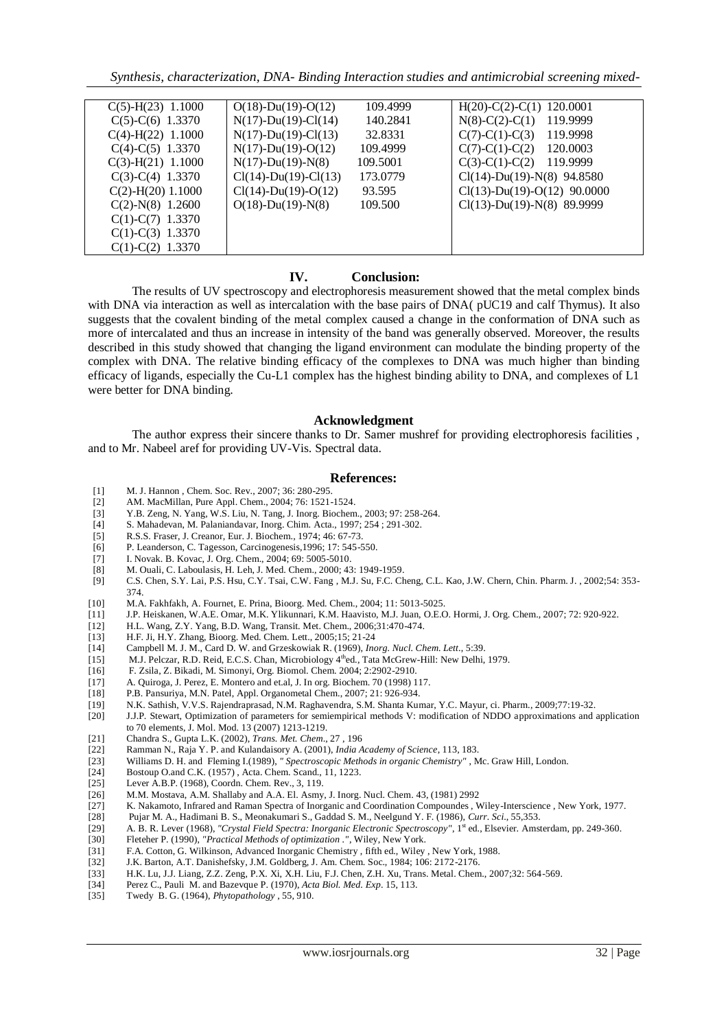| | | |
|---|---|---|
| C(5)-H(23) 1.1000 | O(18)-Du(19)-O(12) 109.4999 | H(20)-C(2)-C(1) 120.0001 |
| C(5)-C(6) 1.3370 | N(17)-Du(19)-Cl(14) 140.2841 | N(8)-C(2)-C(1) 119.9999 |
| C(4)-H(22) 1.1000 | N(17)-Du(19)-Cl(13) 32.8331 | C(7)-C(1)-C(3) 119.9998 |
| C(4)-C(5) 1.3370 | N(17)-Du(19)-O(12) 109.4999 | C(7)-C(1)-C(2) 120.0003 |
| C(3)-H(21) 1.1000 | N(17)-Du(19)-N(8) 109.5001 | C(3)-C(1)-C(2) 119.9999 |
| C(3)-C(4) 1.3370 | Cl(14)-Du(19)-Cl(13) 173.0779 | Cl(14)-Du(19)-N(8) 94.8580 |
| C(2)-H(20) 1.1000 | Cl(14)-Du(19)-O(12) 93.595 | Cl(13)-Du(19)-O(12) 90.0000 |
| C(2)-N(8) 1.2600 | O(18)-Du(19)-N(8) 109.500 | Cl(13)-Du(19)-N(8) 89.9999 |
| C(1)-C(7) 1.3370 | | |
| C(1)-C(3) 1.3370 | | |
| C(1)-C(2) 1.3370 | | |

## IV. Conclusion:

The results of UV spectroscopy and electrophoresis measurement showed that the metal complex binds with DNA via interaction as well as intercalation with the base pairs of DNA( pUC19 and calf Thymus). It also suggests that the covalent binding of the metal complex caused a change in the conformation of DNA such as more of intercalated and thus an increase in intensity of the band was generally observed. Moreover, the results described in this study showed that changing the ligand environment can modulate the binding property of the complex with DNA. The relative binding efficacy of the complexes to DNA was much higher than binding efficacy of ligands, especially the Cu-L1 complex has the highest binding ability to DNA, and complexes of L1 were better for DNA binding.

## Acknowledgment

The author express their sincere thanks to Dr. Samer mushref for providing electrophoresis facilities , and to Mr. Nabeel aref for providing UV-Vis. Spectral data.

## References:

[1] M. J. Hannon , Chem. Soc. Rev., 2007; 36: 280-295.
[2] AM. MacMillan, Pure Appl. Chem., 2004; 76: 1521-1524.
[3] Y.B. Zeng, N. Yang, W.S. Liu, N. Tang, J. Inorg. Biochem., 2003; 97: 258-264.
[4] S. Mahadevan, M. Palaniandavar, Inorg. Chim. Acta., 1997; 254 ; 291-302.
[5] R.S.S. Fraser, J. Creanor, Eur. J. Biochem., 1974; 46: 67-73.
[6] P. Leanderson, C. Tagesson, Carcinogenesis,1996; 17: 545-550.
[7] I. Novak. B. Kovac, J. Org. Chem., 2004; 69: 5005-5010.
[8] M. Ouali, C. Laboulasis, H. Leh, J. Med. Chem., 2000; 43: 1949-1959.
[9] C.S. Chen, S.Y. Lai, P.S. Hsu, C.Y. Tsai, C.W. Fang , M.J. Su, F.C. Cheng, C.L. Kao, J.W. Chern, Chin. Pharm. J. , 2002;54: 353-374.
[10] M.A. Fakhfakh, A. Fournet, E. Prina, Bioorg. Med. Chem., 2004; 11: 5013-5025.
[11] J.P. Heiskanen, W.A.E. Omar, M.K. Ylikunnari, K.M. Haavisto, M.J. Juan, O.E.O. Hormi, J. Org. Chem., 2007; 72: 920-922.
[12] H.L. Wang, Z.Y. Yang, B.D. Wang, Transit. Met. Chem., 2006;31:470-474.
[13] H.F. Ji, H.Y. Zhang, Bioorg. Med. Chem. Lett., 2005;15; 21-24
[14] Campbell M. J. M., Card D. W. and Grzeskowiak R. (1969), *Inorg. Nucl. Chem. Lett*., 5:39.
[15] M.J. Pelczar, R.D. Reid, E.C.S. Chan, Microbiology 4thed., Tata McGrew-Hill: New Delhi, 1979.
[16] F. Zsila, Z. Bikadi, M. Simonyi, Org. Biomol. Chem. 2004; 2:2902-2910.
[17] A. Quiroga, J. Perez, E. Montero and et.al, J. In org. Biochem. 70 (1998) 117.
[18] P.B. Pansuriya, M.N. Patel, Appl. Organometal Chem., 2007; 21: 926-934.
[19] N.K. Sathish, V.V.S. Rajendraprasad, N.M. Raghavendra, S.M. Shanta Kumar, Y.C. Mayur, ci. Pharm., 2009;77:19-32.
[20] J.J.P. Stewart, Optimization of parameters for semiempirical methods V: modification of NDDO approximations and application to 70 elements, J. Mol. Mod. 13 (2007) 1213-1219.
[21] Chandra S., Gupta L.K. (2002), *Trans. Met. Chem*., 27 , 196
[22] Ramman N., Raja Y. P. and Kulandaisory A. (2001), *India Academy of Science*, 113, 183.
[23] Williams D. H. and Fleming I.(1989), *" Spectroscopic Methods in organic Chemistry"* , Mc. Graw Hill, London.
[24] Bostoup O.and C.K. (1957) , Acta. Chem. Scand., 11, 1223.
[25] Lever A.B.P. (1968), Coordn. Chem. Rev., 3, 119.
[26] M.M. Mostava, A.M. Shallaby and A.A. El. Asmy, J. Inorg. Nucl. Chem. 43, (1981) 2992
[27] K. Nakamoto, Infrared and Raman Spectra of Inorganic and Coordination Compoundes , Wiley-Interscience , New York, 1977.
[28] Pujar M. A., Hadimani B. S., Meonakumari S., Gaddad S. M., Neelgund Y. F. (1986), *Curr. Sci*., 55,353.
[29] A. B. R. Lever (1968), *"Crystal Field Spectra: Inorganic Electronic Spectroscopy"*, 1st ed., Elsevier. Amsterdam, pp. 249-360.
[30] Fleteher P. (1990), *"Practical Methods of optimization ."*, Wiley, New York.
[31] F.A. Cotton, G. Wilkinson, Advanced Inorganic Chemistry , fifth ed., Wiley , New York, 1988.
[32] J.K. Barton, A.T. Danishefsky, J.M. Goldberg, J. Am. Chem. Soc., 1984; 106: 2172-2176.
[33] H.K. Lu, J.J. Liang, Z.Z. Zeng, P.X. Xi, X.H. Liu, F.J. Chen, Z.H. Xu, Trans. Metal. Chem., 2007;32: 564-569.
[34] Perez C., Pauli M. and Bazevque P. (1970), *Acta Biol. Med. Exp*. 15, 113.
[35] Twedy B. G. (1964), *Phytopathology* , 55, 910.